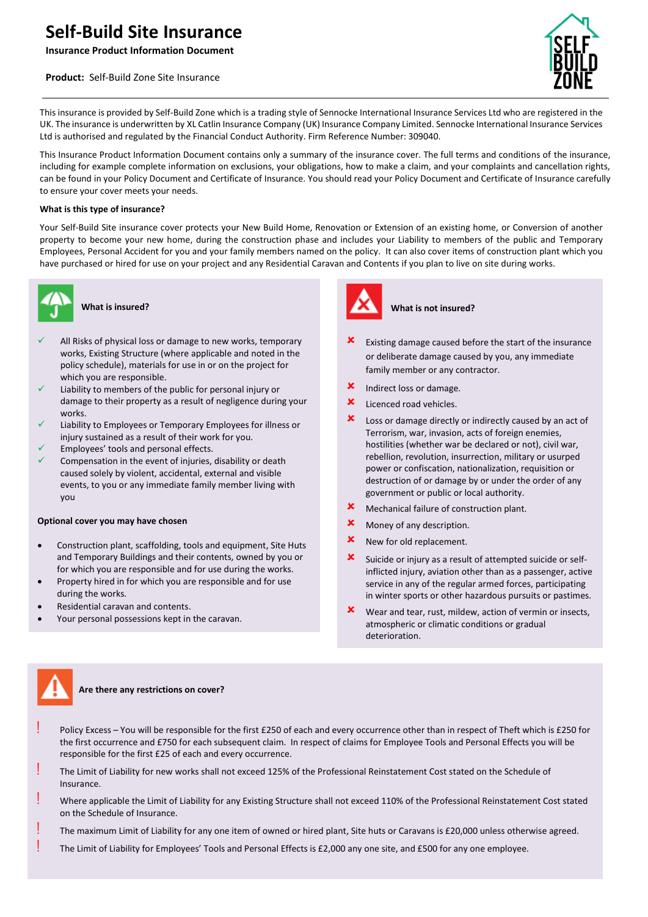# Self-Build Site Insurance

**Insurance Product Information Document**

**Product:** Self-Build Zone Site Insurance

This insurance is provided by Self-Build Zone which is a trading style of Sennocke International Insurance Services Ltd who are registered in the UK. The insurance is underwritten by XL Catlin Insurance Company (UK) Insurance Company Limited. Sennocke International Insurance Services Ltd is authorised and regulated by the Financial Conduct Authority. Firm Reference Number: 309040.

This Insurance Product Information Document contains only a summary of the insurance cover. The full terms and conditions of the insurance, including for example complete information on exclusions, your obligations, how to make a claim, and your complaints and cancellation rights, can be found in your Policy Document and Certificate of Insurance. You should read your Policy Document and Certificate of Insurance carefully to ensure your cover meets your needs.

**What is this type of insurance?**

Your Self-Build Site insurance cover protects your New Build Home, Renovation or Extension of an existing home, or Conversion of another property to become your new home, during the construction phase and includes your Liability to members of the public and Temporary Employees, Personal Accident for you and your family members named on the policy. It can also cover items of construction plant which you have purchased or hired for use on your project and any Residential Caravan and Contents if you plan to live on site during works.

## What is insured?

- ✓ All Risks of physical loss or damage to new works, temporary works, Existing Structure (where applicable and noted in the policy schedule), materials for use in or on the project for which you are responsible.
- ✓ Liability to members of the public for personal injury or damage to their property as a result of negligence during your works.
- ✓ Liability to Employees or Temporary Employees for illness or injury sustained as a result of their work for you.
- ✓ Employees' tools and personal effects.
- ✓ Compensation in the event of injuries, disability or death caused solely by violent, accidental, external and visible events, to you or any immediate family member living with you

**Optional cover you may have chosen**

- Construction plant, scaffolding, tools and equipment, Site Huts and Temporary Buildings and their contents, owned by you or for which you are responsible and for use during the works.
- Property hired in for which you are responsible and for use during the works.
- Residential caravan and contents.
- Your personal possessions kept in the caravan.

## What is not insured?

- ✗ Existing damage caused before the start of the insurance or deliberate damage caused by you, any immediate family member or any contractor.
- ✗ Indirect loss or damage.
- ✗ Licenced road vehicles.
- ✗ Loss or damage directly or indirectly caused by an act of Terrorism, war, invasion, acts of foreign enemies, hostilities (whether war be declared or not), civil war, rebellion, revolution, insurrection, military or usurped power or confiscation, nationalization, requisition or destruction of or damage by or under the order of any government or public or local authority.
- ✗ Mechanical failure of construction plant.
- ✗ Money of any description.
- ✗ New for old replacement.
- ✗ Suicide or injury as a result of attempted suicide or self-inflicted injury, aviation other than as a passenger, active service in any of the regular armed forces, participating in winter sports or other hazardous pursuits or pastimes.
- ✗ Wear and tear, rust, mildew, action of vermin or insects, atmospheric or climatic conditions or gradual deterioration.

## Are there any restrictions on cover?

- ! Policy Excess – You will be responsible for the first £250 of each and every occurrence other than in respect of Theft which is £250 for the first occurrence and £750 for each subsequent claim. In respect of claims for Employee Tools and Personal Effects you will be responsible for the first £25 of each and every occurrence.
- ! The Limit of Liability for new works shall not exceed 125% of the Professional Reinstatement Cost stated on the Schedule of Insurance.
- ! Where applicable the Limit of Liability for any Existing Structure shall not exceed 110% of the Professional Reinstatement Cost stated on the Schedule of Insurance.
- ! The maximum Limit of Liability for any one item of owned or hired plant, Site huts or Caravans is £20,000 unless otherwise agreed.
- ! The Limit of Liability for Employees' Tools and Personal Effects is £2,000 any one site, and £500 for any one employee.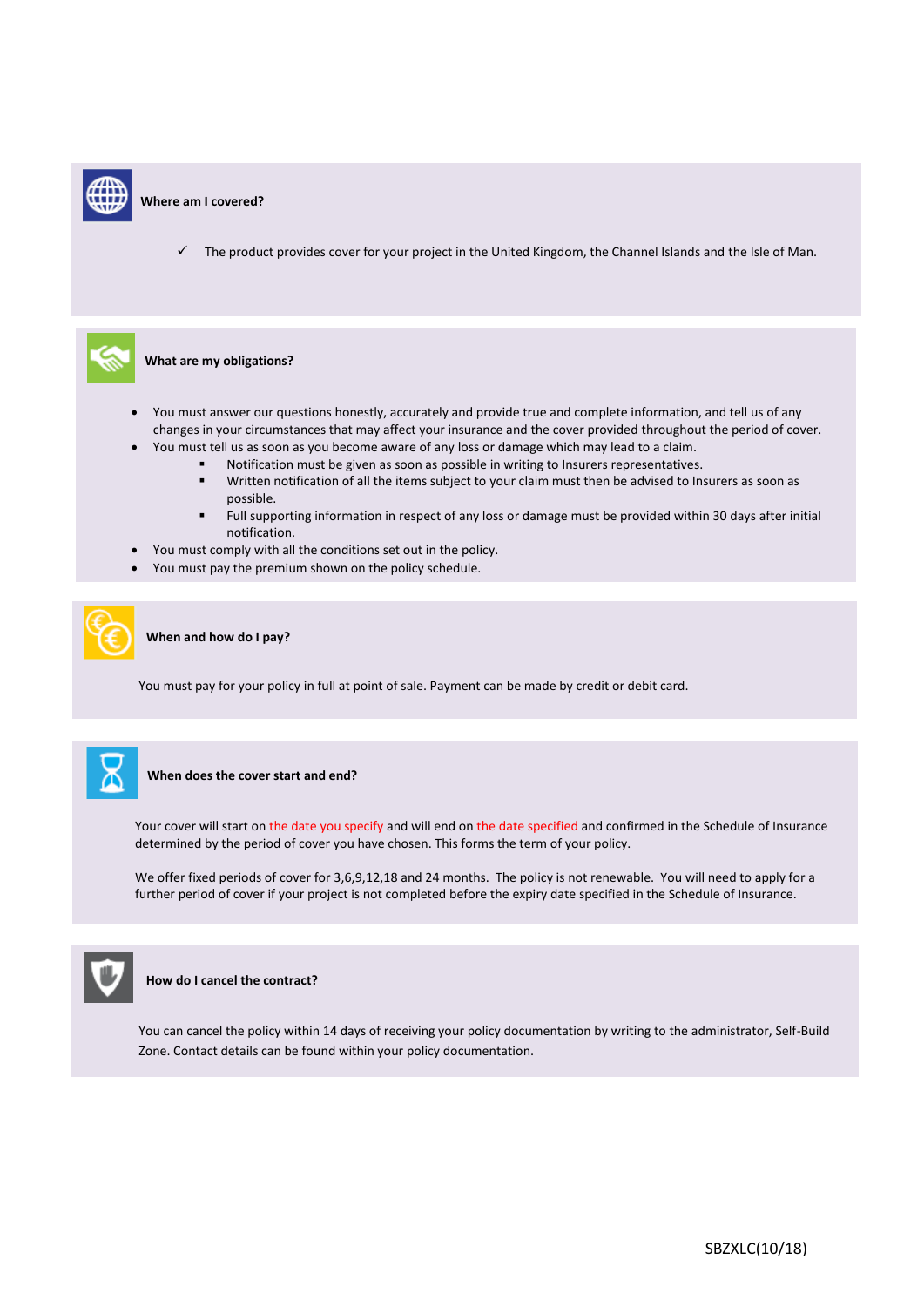## Where am I covered?

- ✓ The product provides cover for your project in the United Kingdom, the Channel Islands and the Isle of Man.

## What are my obligations?

- You must answer our questions honestly, accurately and provide true and complete information, and tell us of any changes in your circumstances that may affect your insurance and the cover provided throughout the period of cover.
- You must tell us as soon as you become aware of any loss or damage which may lead to a claim.
  - Notification must be given as soon as possible in writing to Insurers representatives.
  - Written notification of all the items subject to your claim must then be advised to Insurers as soon as possible.
  - Full supporting information in respect of any loss or damage must be provided within 30 days after initial notification.
- You must comply with all the conditions set out in the policy.
- You must pay the premium shown on the policy schedule.

## When and how do I pay?

You must pay for your policy in full at point of sale. Payment can be made by credit or debit card.

## When does the cover start and end?

Your cover will start on the date you specify and will end on the date specified and confirmed in the Schedule of Insurance determined by the period of cover you have chosen. This forms the term of your policy.

We offer fixed periods of cover for 3,6,9,12,18 and 24 months. The policy is not renewable. You will need to apply for a further period of cover if your project is not completed before the expiry date specified in the Schedule of Insurance.

## How do I cancel the contract?

You can cancel the policy within 14 days of receiving your policy documentation by writing to the administrator, Self-Build Zone. Contact details can be found within your policy documentation.

SBZXLC(10/18)